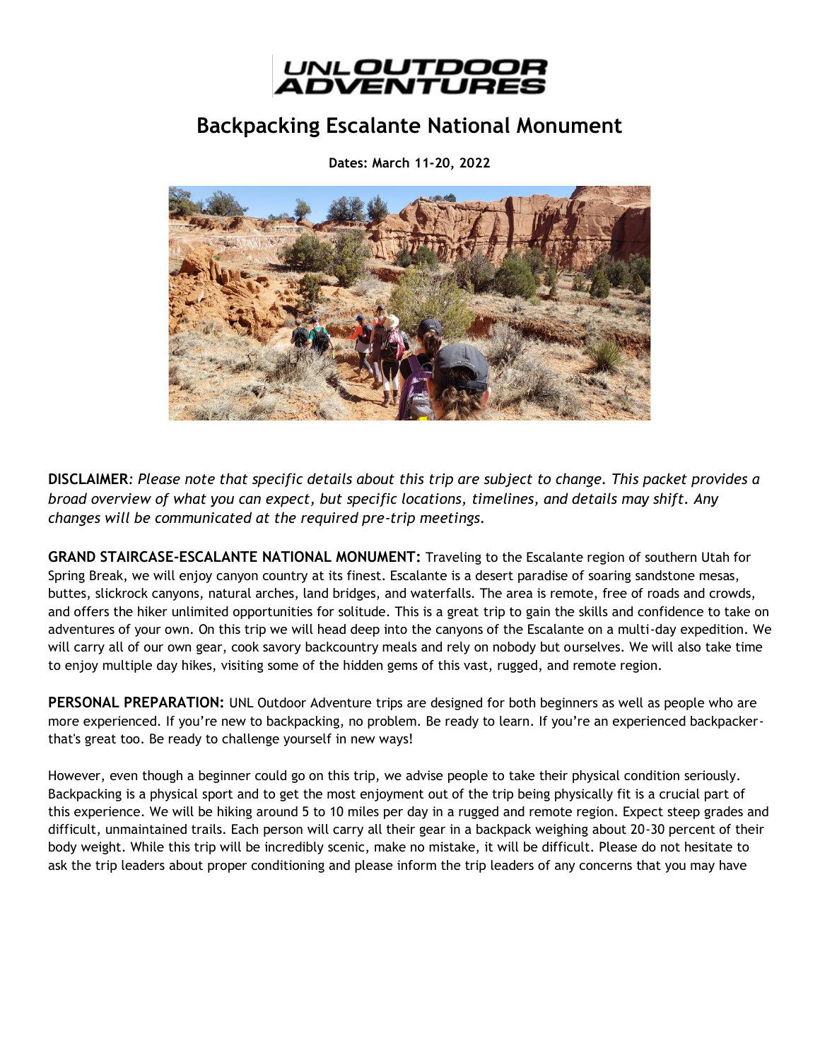UNL OUTDOOR ADVENTURES

# Backpacking Escalante National Monument

**Dates: March 11-20, 2022**

**DISCLAIMER**: *Please note that specific details about this trip are subject to change. This packet provides a broad overview of what you can expect, but specific locations, timelines, and details may shift. Any changes will be communicated at the required pre-trip meetings.*

**GRAND STAIRCASE-ESCALANTE NATIONAL MONUMENT:** Traveling to the Escalante region of southern Utah for Spring Break, we will enjoy canyon country at its finest. Escalante is a desert paradise of soaring sandstone mesas, buttes, slickrock canyons, natural arches, land bridges, and waterfalls. The area is remote, free of roads and crowds, and offers the hiker unlimited opportunities for solitude. This is a great trip to gain the skills and confidence to take on adventures of your own. On this trip we will head deep into the canyons of the Escalante on a multi-day expedition. We will carry all of our own gear, cook savory backcountry meals and rely on nobody but ourselves. We will also take time to enjoy multiple day hikes, visiting some of the hidden gems of this vast, rugged, and remote region.

**PERSONAL PREPARATION:** UNL Outdoor Adventure trips are designed for both beginners as well as people who are more experienced. If you're new to backpacking, no problem. Be ready to learn. If you're an experienced backpacker- that's great too. Be ready to challenge yourself in new ways!

However, even though a beginner could go on this trip, we advise people to take their physical condition seriously. Backpacking is a physical sport and to get the most enjoyment out of the trip being physically fit is a crucial part of this experience. We will be hiking around 5 to 10 miles per day in a rugged and remote region. Expect steep grades and difficult, unmaintained trails. Each person will carry all their gear in a backpack weighing about 20-30 percent of their body weight. While this trip will be incredibly scenic, make no mistake, it will be difficult. Please do not hesitate to ask the trip leaders about proper conditioning and please inform the trip leaders of any concerns that you may have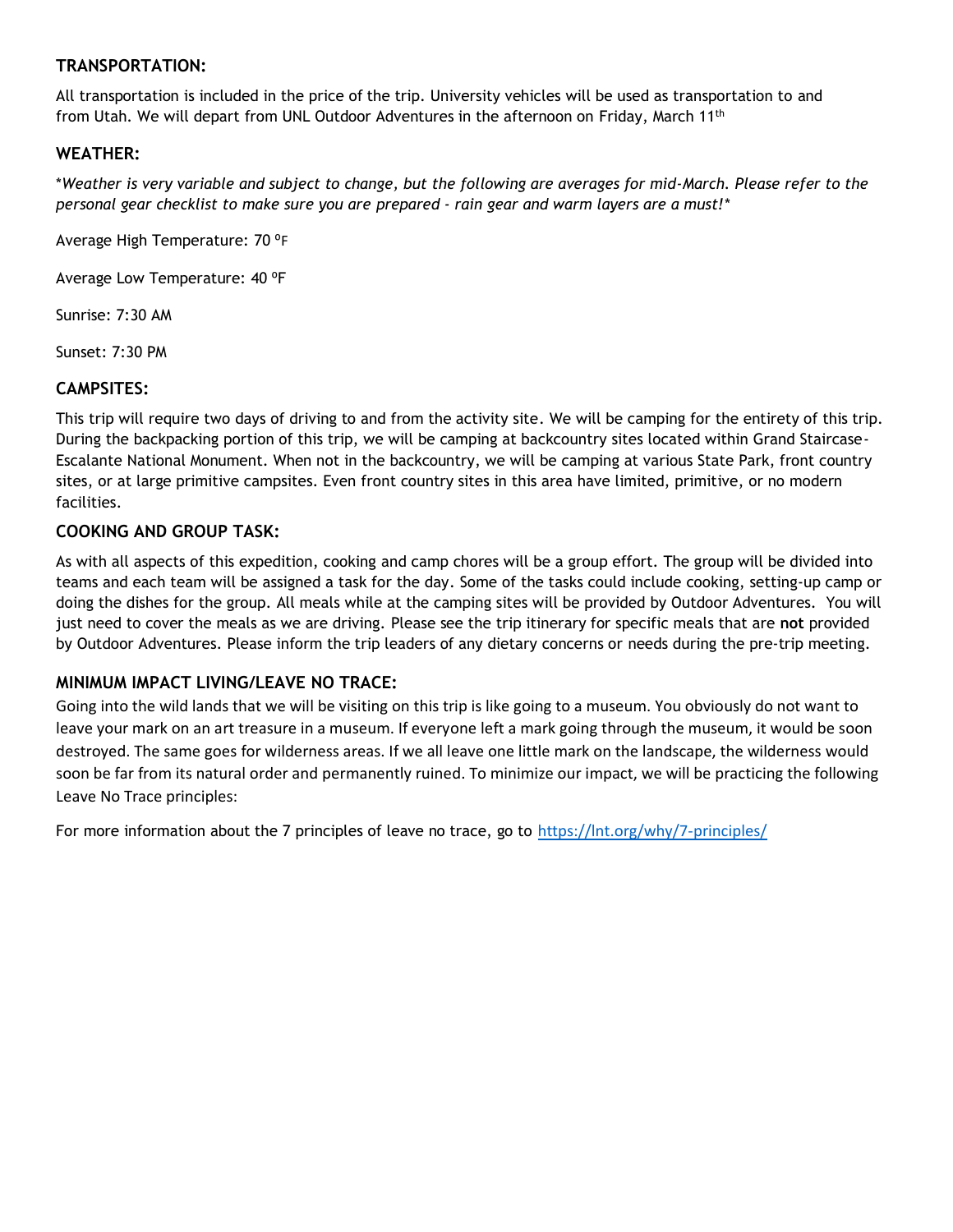## TRANSPORTATION:

All transportation is included in the price of the trip. University vehicles will be used as transportation to and from Utah. We will depart from UNL Outdoor Adventures in the afternoon on Friday, March 11th

## WEATHER:

**Weather is very variable and subject to change, but the following are averages for mid-March. Please refer to the personal gear checklist to make sure you are prepared - rain gear and warm layers are a must!**

Average High Temperature: 70 ºF

Average Low Temperature: 40 ºF

Sunrise: 7:30 AM

Sunset: 7:30 PM

## CAMPSITES:

This trip will require two days of driving to and from the activity site. We will be camping for the entirety of this trip. During the backpacking portion of this trip, we will be camping at backcountry sites located within Grand Staircase-Escalante National Monument. When not in the backcountry, we will be camping at various State Park, front country sites, or at large primitive campsites. Even front country sites in this area have limited, primitive, or no modern facilities.

## COOKING AND GROUP TASK:

As with all aspects of this expedition, cooking and camp chores will be a group effort. The group will be divided into teams and each team will be assigned a task for the day. Some of the tasks could include cooking, setting-up camp or doing the dishes for the group. All meals while at the camping sites will be provided by Outdoor Adventures. You will just need to cover the meals as we are driving. Please see the trip itinerary for specific meals that are **not** provided by Outdoor Adventures. Please inform the trip leaders of any dietary concerns or needs during the pre-trip meeting.

## MINIMUM IMPACT LIVING/LEAVE NO TRACE:

Going into the wild lands that we will be visiting on this trip is like going to a museum. You obviously do not want to leave your mark on an art treasure in a museum. If everyone left a mark going through the museum, it would be soon destroyed. The same goes for wilderness areas. If we all leave one little mark on the landscape, the wilderness would soon be far from its natural order and permanently ruined. To minimize our impact, we will be practicing the following Leave No Trace principles:

For more information about the 7 principles of leave no trace, go to [https://lnt.org/why/7-principles/](https://lnt.org/why/7-principles/)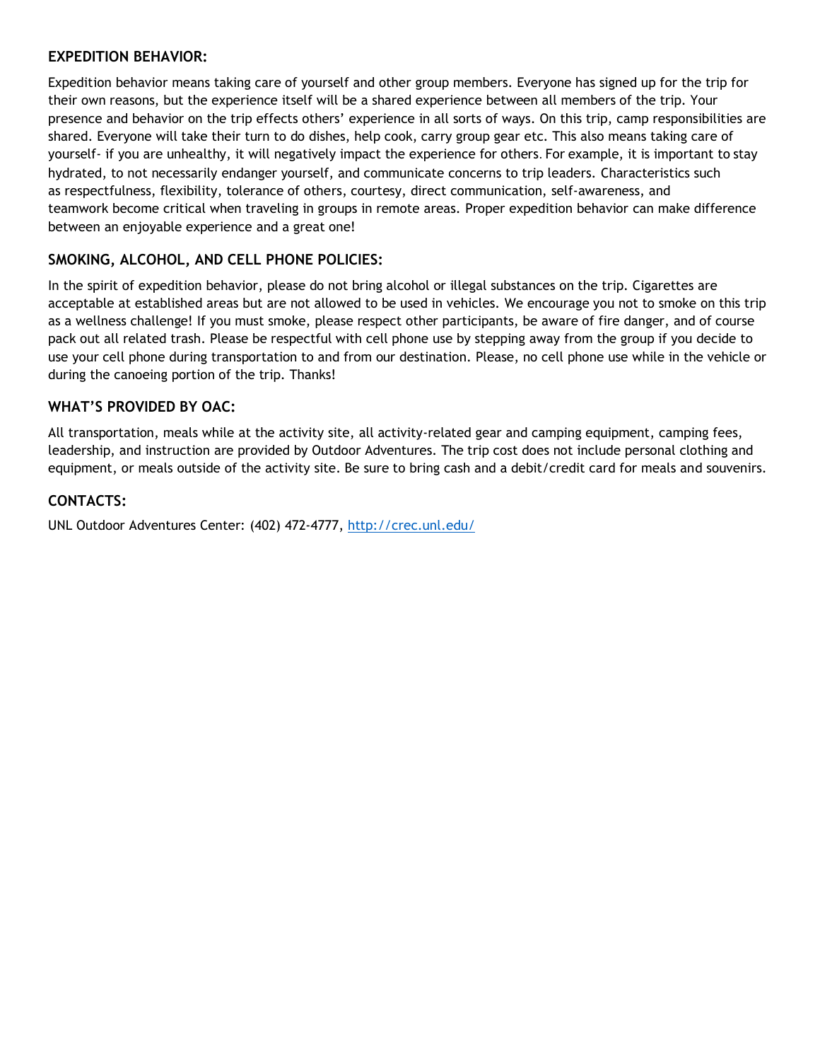## EXPEDITION BEHAVIOR:

Expedition behavior means taking care of yourself and other group members. Everyone has signed up for the trip for their own reasons, but the experience itself will be a shared experience between all members of the trip. Your presence and behavior on the trip effects others' experience in all sorts of ways. On this trip, camp responsibilities are shared. Everyone will take their turn to do dishes, help cook, carry group gear etc. This also means taking care of yourself- if you are unhealthy, it will negatively impact the experience for others. For example, it is important to stay hydrated, to not necessarily endanger yourself, and communicate concerns to trip leaders. Characteristics such as respectfulness, flexibility, tolerance of others, courtesy, direct communication, self-awareness, and teamwork become critical when traveling in groups in remote areas. Proper expedition behavior can make difference between an enjoyable experience and a great one!

## SMOKING, ALCOHOL, AND CELL PHONE POLICIES:

In the spirit of expedition behavior, please do not bring alcohol or illegal substances on the trip. Cigarettes are acceptable at established areas but are not allowed to be used in vehicles. We encourage you not to smoke on this trip as a wellness challenge! If you must smoke, please respect other participants, be aware of fire danger, and of course pack out all related trash. Please be respectful with cell phone use by stepping away from the group if you decide to use your cell phone during transportation to and from our destination. Please, no cell phone use while in the vehicle or during the canoeing portion of the trip. Thanks!

## WHAT'S PROVIDED BY OAC:

All transportation, meals while at the activity site, all activity-related gear and camping equipment, camping fees, leadership, and instruction are provided by Outdoor Adventures. The trip cost does not include personal clothing and equipment, or meals outside of the activity site. Be sure to bring cash and a debit/credit card for meals and souvenirs.

## CONTACTS:

UNL Outdoor Adventures Center: (402) 472-4777, http://crec.unl.edu/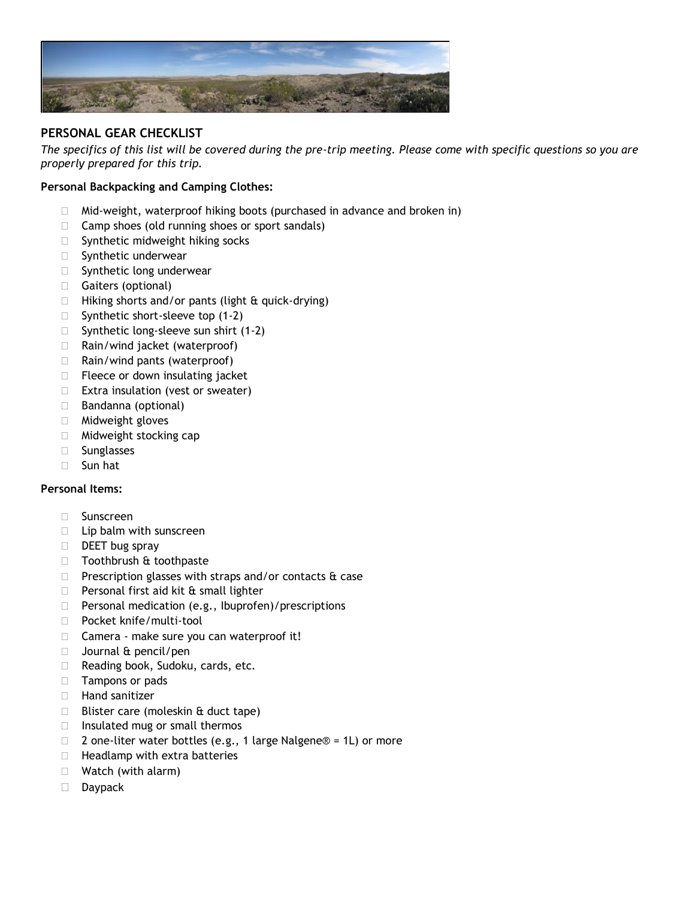## PERSONAL GEAR CHECKLIST

*The specifics of this list will be covered during the pre-trip meeting. Please come with specific questions so you are properly prepared for this trip.*

**Personal Backpacking and Camping Clothes:**

- Mid-weight, waterproof hiking boots (purchased in advance and broken in)
- Camp shoes (old running shoes or sport sandals)
- Synthetic midweight hiking socks
- Synthetic underwear
- Synthetic long underwear
- Gaiters (optional)
- Hiking shorts and/or pants (light & quick-drying)
- Synthetic short-sleeve top (1-2)
- Synthetic long-sleeve sun shirt (1-2)
- Rain/wind jacket (waterproof)
- Rain/wind pants (waterproof)
- Fleece or down insulating jacket
- Extra insulation (vest or sweater)
- Bandanna (optional)
- Midweight gloves
- Midweight stocking cap
- Sunglasses
- Sun hat

**Personal Items:**

- Sunscreen
- Lip balm with sunscreen
- DEET bug spray
- Toothbrush & toothpaste
- Prescription glasses with straps and/or contacts & case
- Personal first aid kit & small lighter
- Personal medication (e.g., Ibuprofen)/prescriptions
- Pocket knife/multi-tool
- Camera - make sure you can waterproof it!
- Journal & pencil/pen
- Reading book, Sudoku, cards, etc.
- Tampons or pads
- Hand sanitizer
- Blister care (moleskin & duct tape)
- Insulated mug or small thermos
- 2 one-liter water bottles (e.g., 1 large Nalgene® = 1L) or more
- Headlamp with extra batteries
- Watch (with alarm)
- Daypack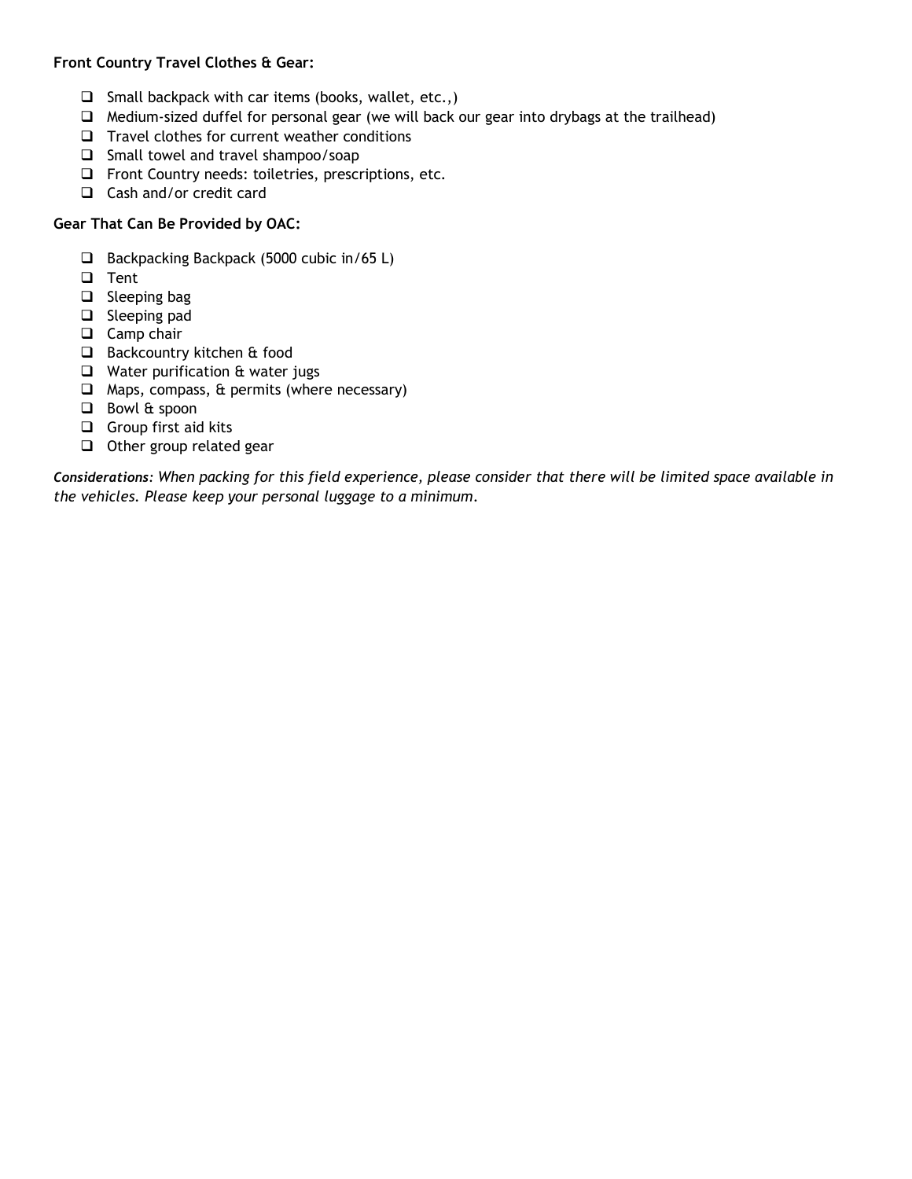**Front Country Travel Clothes & Gear:**

- ❑ Small backpack with car items (books, wallet, etc.,)
- ❑ Medium-sized duffel for personal gear (we will back our gear into drybags at the trailhead)
- ❑ Travel clothes for current weather conditions
- ❑ Small towel and travel shampoo/soap
- ❑ Front Country needs: toiletries, prescriptions, etc.
- ❑ Cash and/or credit card

**Gear That Can Be Provided by OAC:**

- ❑ Backpacking Backpack (5000 cubic in/65 L)
- ❑ Tent
- ❑ Sleeping bag
- ❑ Sleeping pad
- ❑ Camp chair
- ❑ Backcountry kitchen & food
- ❑ Water purification & water jugs
- ❑ Maps, compass, & permits (where necessary)
- ❑ Bowl & spoon
- ❑ Group first aid kits
- ❑ Other group related gear

***Considerations****: When packing for this field experience, please consider that there will be limited space available in the vehicles. Please keep your personal luggage to a minimum.*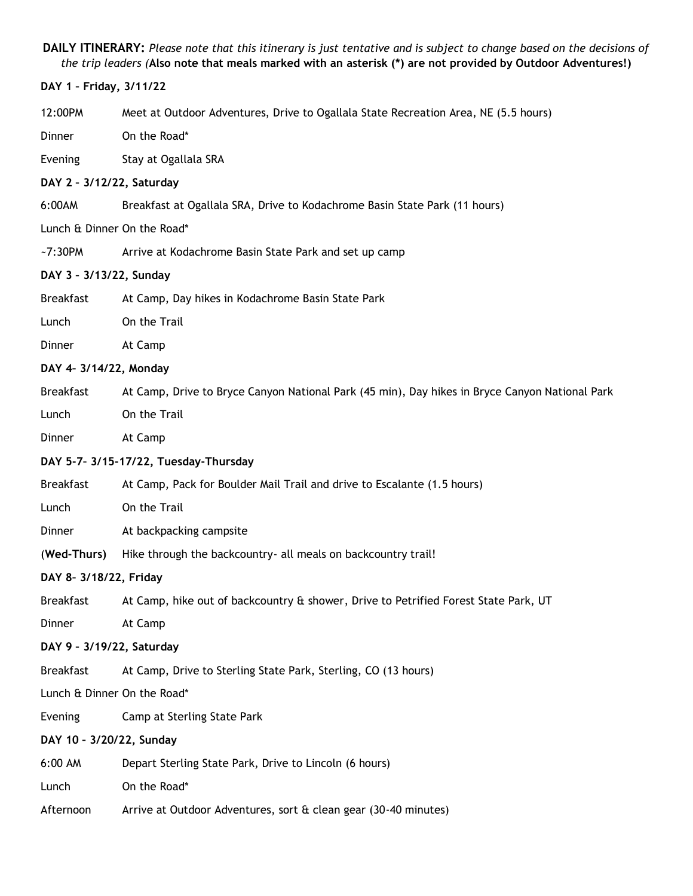**DAILY ITINERARY:** *Please note that this itinerary is just tentative and is subject to change based on the decisions of the trip leaders (***Also note that meals marked with an asterisk (*) are not provided by Outdoor Adventures!)**

**DAY 1 – Friday, 3/11/22**

| | |
|---|---|
| 12:00PM | Meet at Outdoor Adventures, Drive to Ogallala State Recreation Area, NE (5.5 hours) |
| Dinner | On the Road* |
| Evening | Stay at Ogallala SRA |

**DAY 2 – 3/12/22, Saturday**

| | |
|---|---|
| 6:00AM | Breakfast at Ogallala SRA, Drive to Kodachrome Basin State Park (11 hours) |
| Lunch & Dinner | On the Road* |
| ~7:30PM | Arrive at Kodachrome Basin State Park and set up camp |

**DAY 3 – 3/13/22, Sunday**

| | |
|---|---|
| Breakfast | At Camp, Day hikes in Kodachrome Basin State Park |
| Lunch | On the Trail |
| Dinner | At Camp |

**DAY 4– 3/14/22, Monday**

| | |
|---|---|
| Breakfast | At Camp, Drive to Bryce Canyon National Park (45 min), Day hikes in Bryce Canyon National Park |
| Lunch | On the Trail |
| Dinner | At Camp |

**DAY 5-7– 3/15-17/22, Tuesday-Thursday**

| | |
|---|---|
| Breakfast | At Camp, Pack for Boulder Mail Trail and drive to Escalante (1.5 hours) |
| Lunch | On the Trail |
| Dinner | At backpacking campsite |
| (**Wed-Thurs**) | Hike through the backcountry- all meals on backcountry trail! |

**DAY 8– 3/18/22, Friday**

| | |
|---|---|
| Breakfast | At Camp, hike out of backcountry & shower, Drive to Petrified Forest State Park, UT |
| Dinner | At Camp |

**DAY 9 – 3/19/22, Saturday**

| | |
|---|---|
| Breakfast | At Camp, Drive to Sterling State Park, Sterling, CO (13 hours) |
| Lunch & Dinner | On the Road* |
| Evening | Camp at Sterling State Park |

**DAY 10 – 3/20/22, Sunday**

| | |
|---|---|
| 6:00 AM | Depart Sterling State Park, Drive to Lincoln (6 hours) |
| Lunch | On the Road* |
| Afternoon | Arrive at Outdoor Adventures, sort & clean gear (30-40 minutes) |